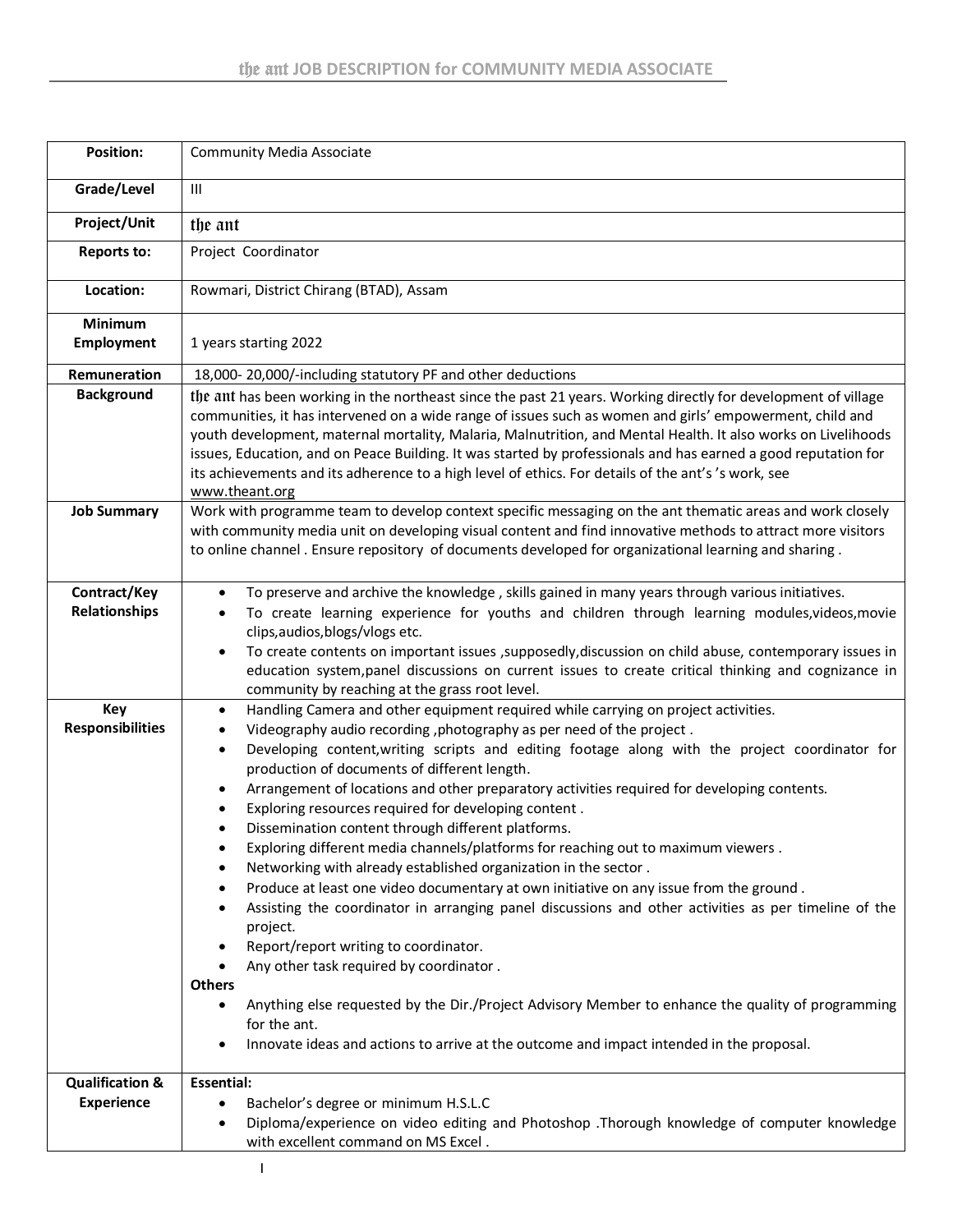# the ant JOB DESCRIPTION for COMMUNITY MEDIA ASSOCIATE

| | |
|---|---|
| **Position:** | Community Media Associate |
| **Grade/Level** | III |
| **Project/Unit** | the ant |
| **Reports to:** | Project Coordinator |
| **Location:** | Rowmari, District Chirang (BTAD), Assam |
| **Minimum Employment** | 1 years starting 2022 |
| **Remuneration** | 18,000- 20,000/-including statutory PF and other deductions |
| **Background** | the ant has been working in the northeast since the past 21 years. Working directly for development of village communities, it has intervened on a wide range of issues such as women and girls' empowerment, child and youth development, maternal mortality, Malaria, Malnutrition, and Mental Health. It also works on Livelihoods issues, Education, and on Peace Building. It was started by professionals and has earned a good reputation for its achievements and its adherence to a high level of ethics. For details of the ant's 's work, see www.theant.org |
| **Job Summary** | Work with programme team to develop context specific messaging on the ant thematic areas and work closely with community media unit on developing visual content and find innovative methods to attract more visitors to online channel . Ensure repository of documents developed for organizational learning and sharing . |
| **Contract/Key Relationships** | • To preserve and archive the knowledge , skills gained in many years through various initiatives.<br>• To create learning experience for youths and children through learning modules,videos,movie clips,audios,blogs/vlogs etc.<br>• To create contents on important issues ,supposedly,discussion on child abuse, contemporary issues in education system,panel discussions on current issues to create critical thinking and cognizance in community by reaching at the grass root level. |
| **Key Responsibilities** | • Handling Camera and other equipment required while carrying on project activities.<br>• Videography audio recording ,photography as per need of the project .<br>• Developing content,writing scripts and editing footage along with the project coordinator for production of documents of different length.<br>• Arrangement of locations and other preparatory activities required for developing contents.<br>• Exploring resources required for developing content .<br>• Dissemination content through different platforms.<br>• Exploring different media channels/platforms for reaching out to maximum viewers .<br>• Networking with already established organization in the sector .<br>• Produce at least one video documentary at own initiative on any issue from the ground .<br>• Assisting the coordinator in arranging panel discussions and other activities as per timeline of the project.<br>• Report/report writing to coordinator.<br>• Any other task required by coordinator .<br>**Others**<br>• Anything else requested by the Dir./Project Advisory Member to enhance the quality of programming for the ant.<br>• Innovate ideas and actions to arrive at the outcome and impact intended in the proposal. |
| **Qualification & Experience** | **Essential:**<br>• Bachelor's degree or minimum H.S.L.C<br>• Diploma/experience on video editing and Photoshop .Thorough knowledge of computer knowledge with excellent command on MS Excel . |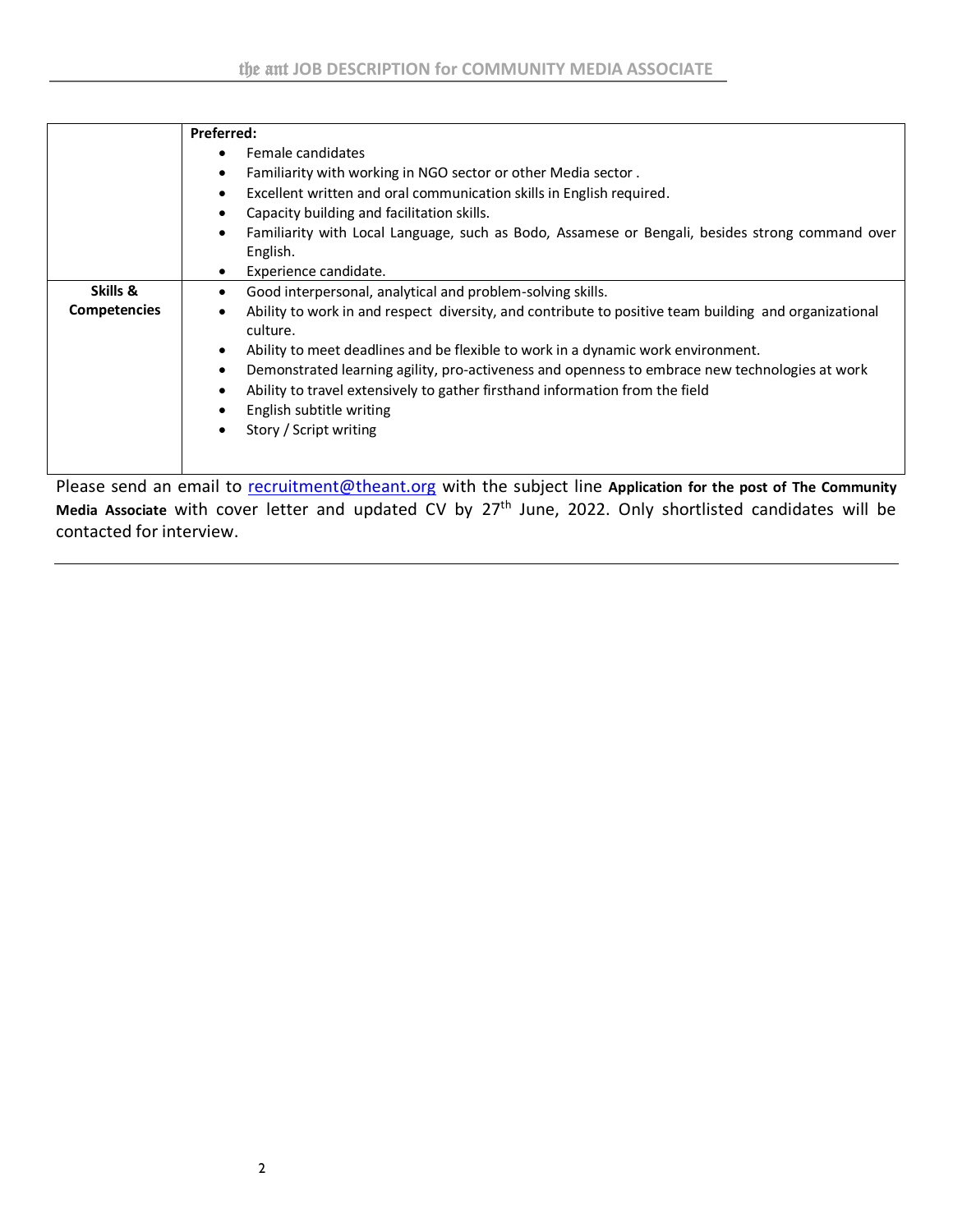| | |
|---|---|
| | **Preferred:**<br>• Female candidates<br>• Familiarity with working in NGO sector or other Media sector .<br>• Excellent written and oral communication skills in English required.<br>• Capacity building and facilitation skills.<br>• Familiarity with Local Language, such as Bodo, Assamese or Bengali, besides strong command over English.<br>• Experience candidate. |
| **Skills & Competencies** | • Good interpersonal, analytical and problem-solving skills.<br>• Ability to work in and respect diversity, and contribute to positive team building and organizational culture.<br>• Ability to meet deadlines and be flexible to work in a dynamic work environment.<br>• Demonstrated learning agility, pro-activeness and openness to embrace new technologies at work<br>• Ability to travel extensively to gather firsthand information from the field<br>• English subtitle writing<br>• Story / Script writing |

Please send an email to recruitment@theant.org with the subject line **Application for the post of The Community Media Associate** with cover letter and updated CV by 27th June, 2022. Only shortlisted candidates will be contacted for interview.